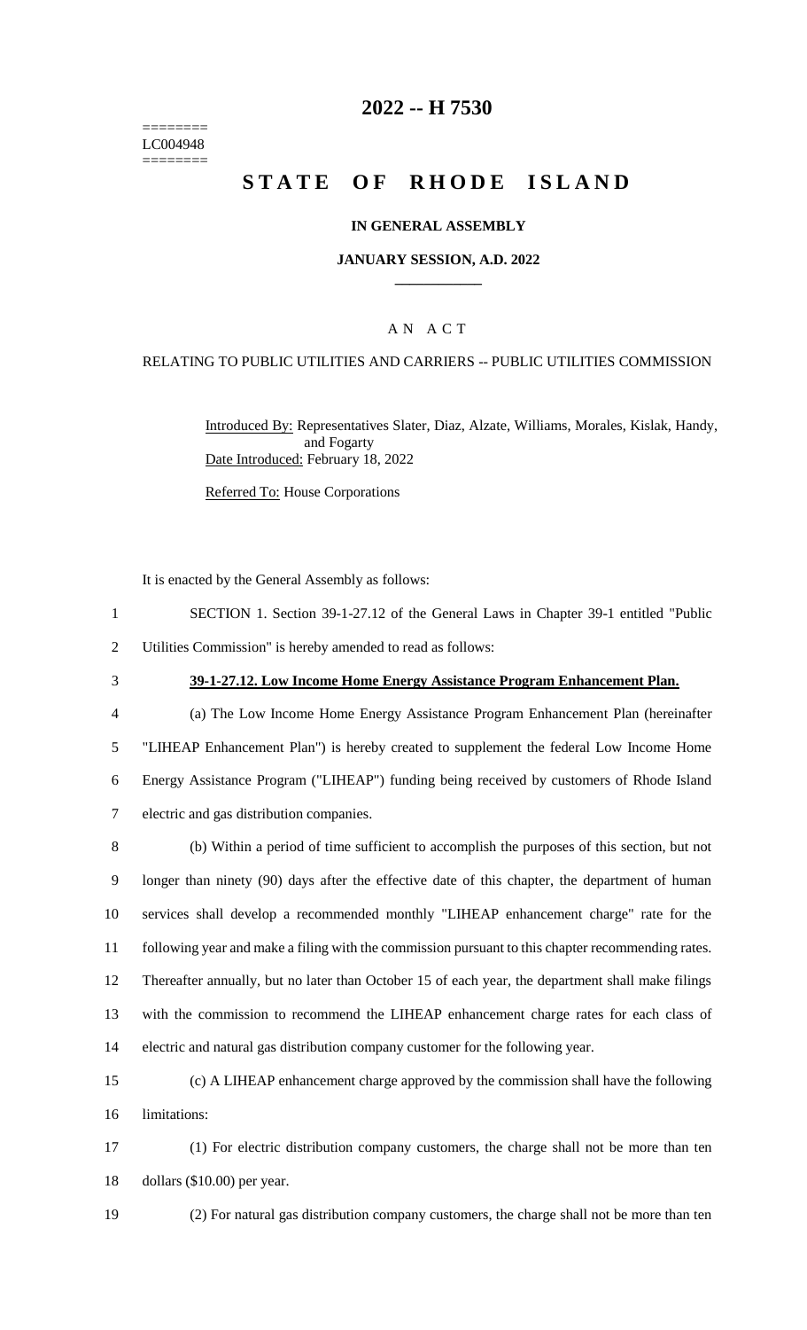========
LC004948
========

# 2022 -- H 7530

# STATE OF RHODE ISLAND

**IN GENERAL ASSEMBLY**

**JANUARY SESSION, A.D. 2022**

A N A C T

RELATING TO PUBLIC UTILITIES AND CARRIERS -- PUBLIC UTILITIES COMMISSION

Introduced By: Representatives Slater, Diaz, Alzate, Williams, Morales, Kislak, Handy, and Fogarty

Date Introduced: February 18, 2022

Referred To: House Corporations

It is enacted by the General Assembly as follows:

SECTION 1. Section 39-1-27.12 of the General Laws in Chapter 39-1 entitled "Public Utilities Commission" is hereby amended to read as follows:

**39-1-27.12. Low Income Home Energy Assistance Program Enhancement Plan.**

(a) The Low Income Home Energy Assistance Program Enhancement Plan (hereinafter "LIHEAP Enhancement Plan") is hereby created to supplement the federal Low Income Home Energy Assistance Program ("LIHEAP") funding being received by customers of Rhode Island electric and gas distribution companies.

(b) Within a period of time sufficient to accomplish the purposes of this section, but not longer than ninety (90) days after the effective date of this chapter, the department of human services shall develop a recommended monthly "LIHEAP enhancement charge" rate for the following year and make a filing with the commission pursuant to this chapter recommending rates. Thereafter annually, but no later than October 15 of each year, the department shall make filings with the commission to recommend the LIHEAP enhancement charge rates for each class of electric and natural gas distribution company customer for the following year.

(c) A LIHEAP enhancement charge approved by the commission shall have the following limitations:

(1) For electric distribution company customers, the charge shall not be more than ten dollars ($10.00) per year.

(2) For natural gas distribution company customers, the charge shall not be more than ten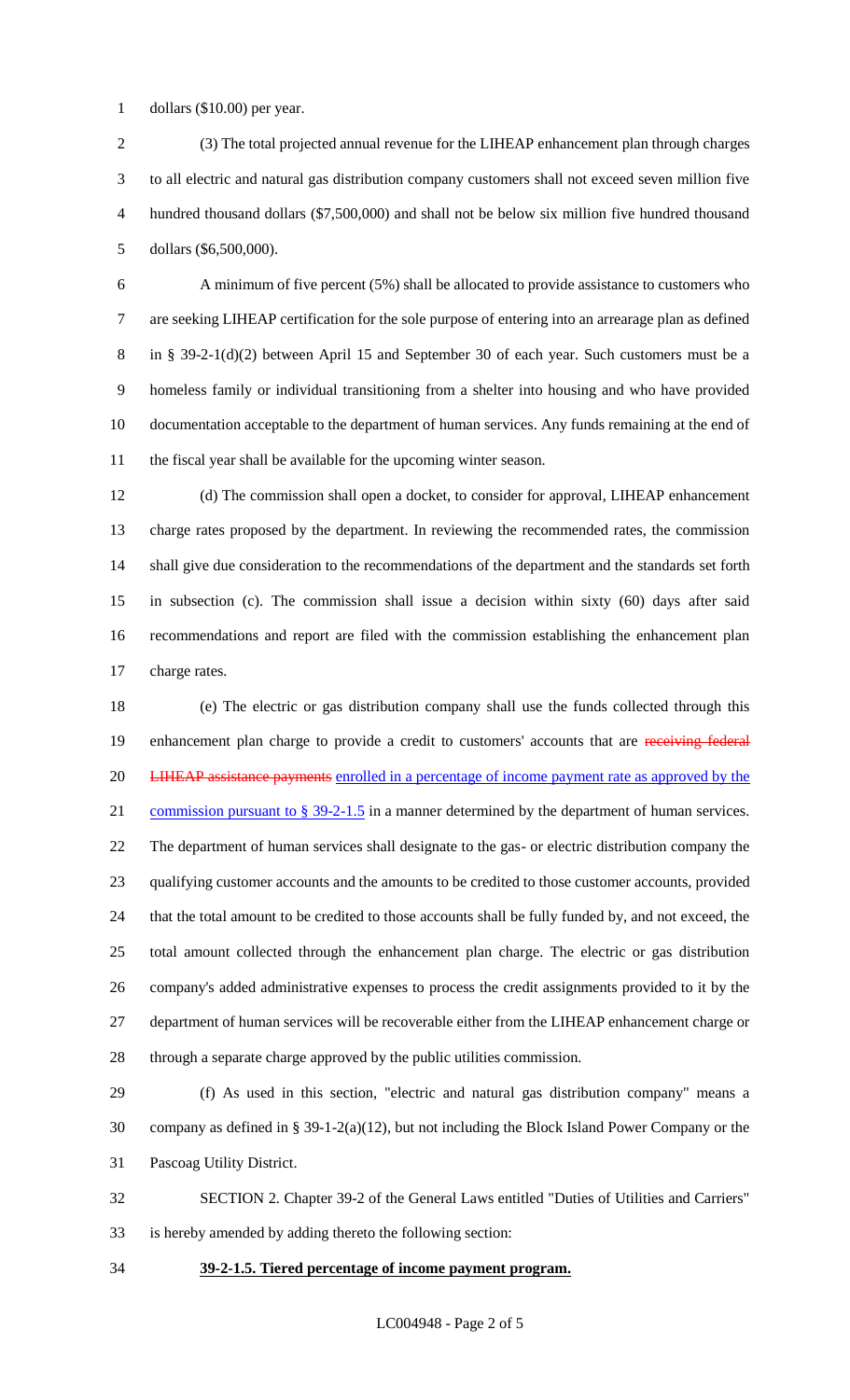dollars ($10.00) per year.

(3) The total projected annual revenue for the LIHEAP enhancement plan through charges to all electric and natural gas distribution company customers shall not exceed seven million five hundred thousand dollars ($7,500,000) and shall not be below six million five hundred thousand dollars ($6,500,000).

A minimum of five percent (5%) shall be allocated to provide assistance to customers who are seeking LIHEAP certification for the sole purpose of entering into an arrearage plan as defined in § 39-2-1(d)(2) between April 15 and September 30 of each year. Such customers must be a homeless family or individual transitioning from a shelter into housing and who have provided documentation acceptable to the department of human services. Any funds remaining at the end of the fiscal year shall be available for the upcoming winter season.

(d) The commission shall open a docket, to consider for approval, LIHEAP enhancement charge rates proposed by the department. In reviewing the recommended rates, the commission shall give due consideration to the recommendations of the department and the standards set forth in subsection (c). The commission shall issue a decision within sixty (60) days after said recommendations and report are filed with the commission establishing the enhancement plan charge rates.

(e) The electric or gas distribution company shall use the funds collected through this enhancement plan charge to provide a credit to customers' accounts that are ~~receiving federal LIHEAP assistance payments~~ <u>enrolled in a percentage of income payment rate as approved by the commission pursuant to § 39-2-1.5</u> in a manner determined by the department of human services. The department of human services shall designate to the gas- or electric distribution company the qualifying customer accounts and the amounts to be credited to those customer accounts, provided that the total amount to be credited to those accounts shall be fully funded by, and not exceed, the total amount collected through the enhancement plan charge. The electric or gas distribution company's added administrative expenses to process the credit assignments provided to it by the department of human services will be recoverable either from the LIHEAP enhancement charge or through a separate charge approved by the public utilities commission.

(f) As used in this section, "electric and natural gas distribution company" means a company as defined in § 39-1-2(a)(12), but not including the Block Island Power Company or the Pascoag Utility District.

SECTION 2. Chapter 39-2 of the General Laws entitled "Duties of Utilities and Carriers" is hereby amended by adding thereto the following section:

**<u>39-2-1.5. Tiered percentage of income payment program.</u>**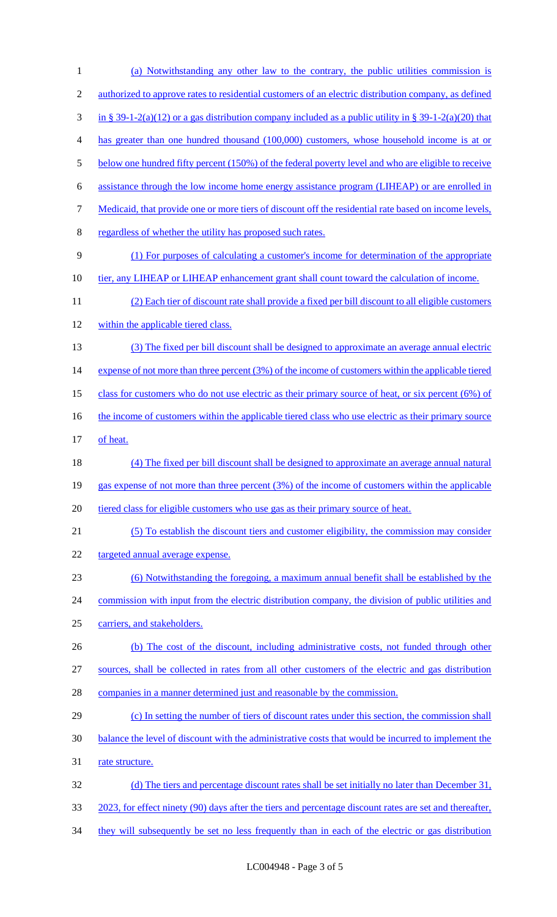(a) Notwithstanding any other law to the contrary, the public utilities commission is authorized to approve rates to residential customers of an electric distribution company, as defined in § 39-1-2(a)(12) or a gas distribution company included as a public utility in § 39-1-2(a)(20) that has greater than one hundred thousand (100,000) customers, whose household income is at or below one hundred fifty percent (150%) of the federal poverty level and who are eligible to receive assistance through the low income home energy assistance program (LIHEAP) or are enrolled in Medicaid, that provide one or more tiers of discount off the residential rate based on income levels, regardless of whether the utility has proposed such rates.

(1) For purposes of calculating a customer's income for determination of the appropriate tier, any LIHEAP or LIHEAP enhancement grant shall count toward the calculation of income.

(2) Each tier of discount rate shall provide a fixed per bill discount to all eligible customers within the applicable tiered class.

(3) The fixed per bill discount shall be designed to approximate an average annual electric expense of not more than three percent (3%) of the income of customers within the applicable tiered class for customers who do not use electric as their primary source of heat, or six percent (6%) of the income of customers within the applicable tiered class who use electric as their primary source of heat.

(4) The fixed per bill discount shall be designed to approximate an average annual natural gas expense of not more than three percent (3%) of the income of customers within the applicable tiered class for eligible customers who use gas as their primary source of heat.

(5) To establish the discount tiers and customer eligibility, the commission may consider targeted annual average expense.

(6) Notwithstanding the foregoing, a maximum annual benefit shall be established by the commission with input from the electric distribution company, the division of public utilities and carriers, and stakeholders.

(b) The cost of the discount, including administrative costs, not funded through other sources, shall be collected in rates from all other customers of the electric and gas distribution companies in a manner determined just and reasonable by the commission.

(c) In setting the number of tiers of discount rates under this section, the commission shall balance the level of discount with the administrative costs that would be incurred to implement the rate structure.

(d) The tiers and percentage discount rates shall be set initially no later than December 31, 2023, for effect ninety (90) days after the tiers and percentage discount rates are set and thereafter, they will subsequently be set no less frequently than in each of the electric or gas distribution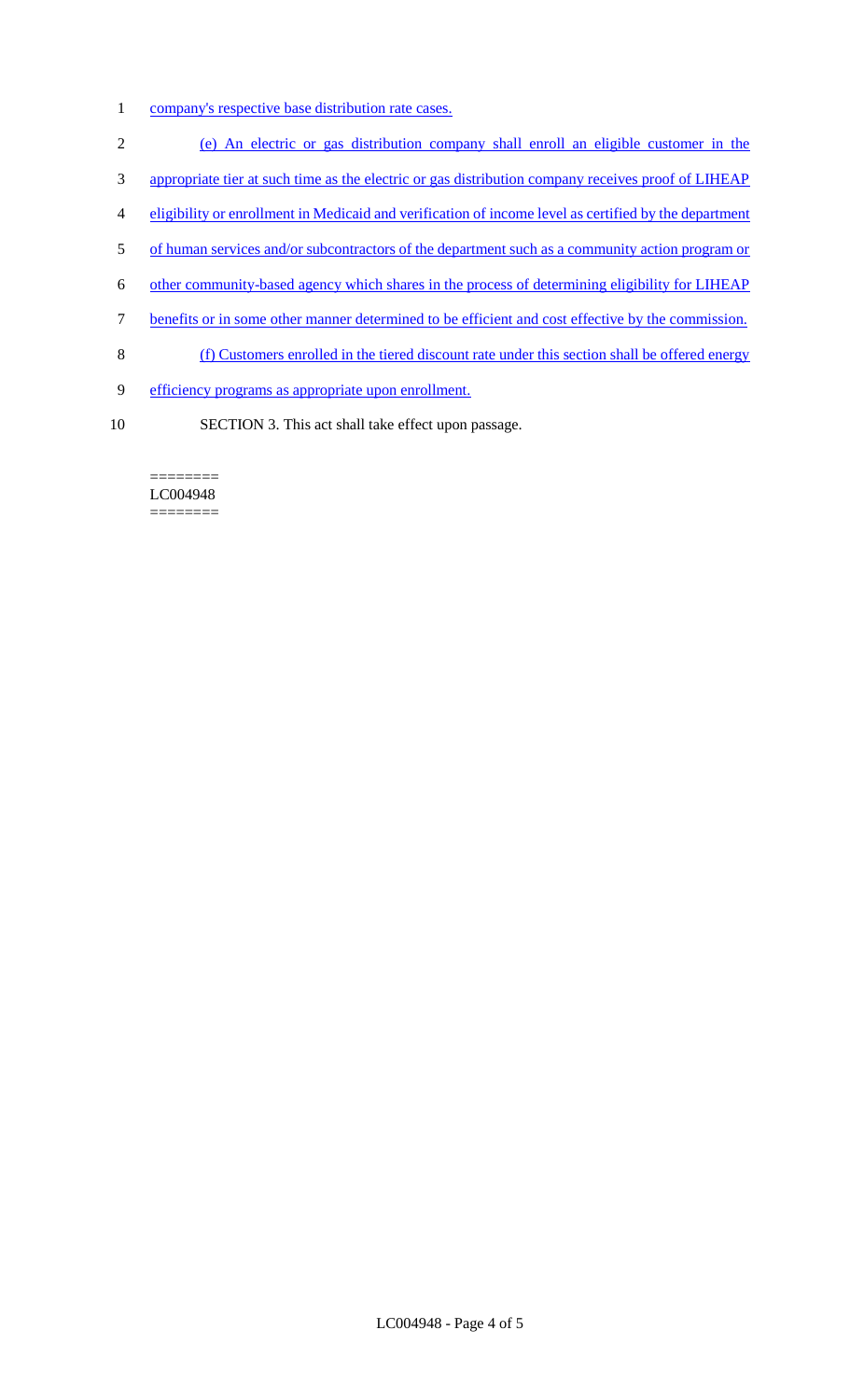company's respective base distribution rate cases.

(e) An electric or gas distribution company shall enroll an eligible customer in the appropriate tier at such time as the electric or gas distribution company receives proof of LIHEAP eligibility or enrollment in Medicaid and verification of income level as certified by the department of human services and/or subcontractors of the department such as a community action program or other community-based agency which shares in the process of determining eligibility for LIHEAP benefits or in some other manner determined to be efficient and cost effective by the commission.

(f) Customers enrolled in the tiered discount rate under this section shall be offered energy efficiency programs as appropriate upon enrollment.

SECTION 3. This act shall take effect upon passage.

========
LC004948
========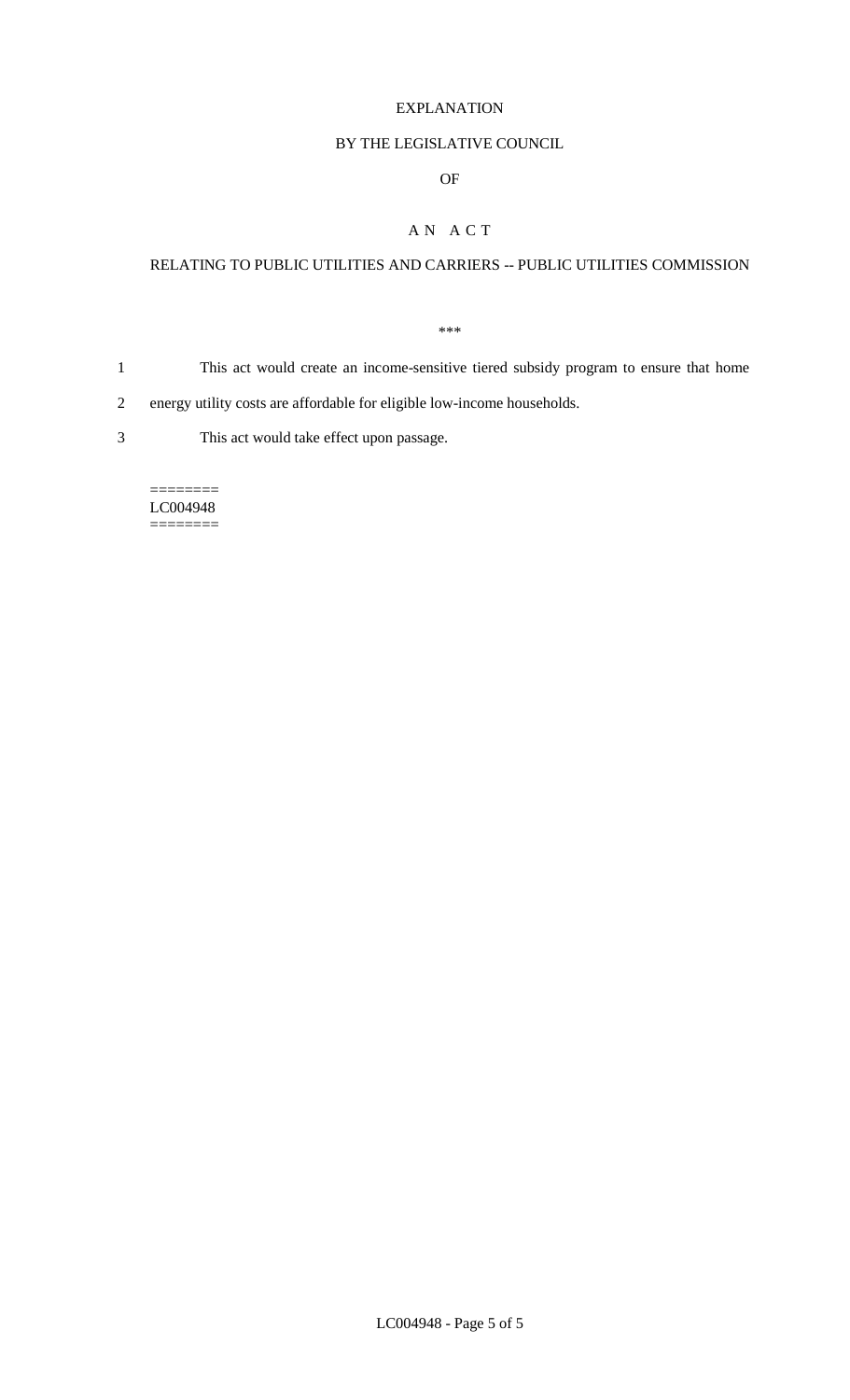EXPLANATION

BY THE LEGISLATIVE COUNCIL

OF

A N A C T

RELATING TO PUBLIC UTILITIES AND CARRIERS -- PUBLIC UTILITIES COMMISSION

\*\*\*

1 This act would create an income-sensitive tiered subsidy program to ensure that home

2 energy utility costs are affordable for eligible low-income households.

3 This act would take effect upon passage.

========
LC004948
========